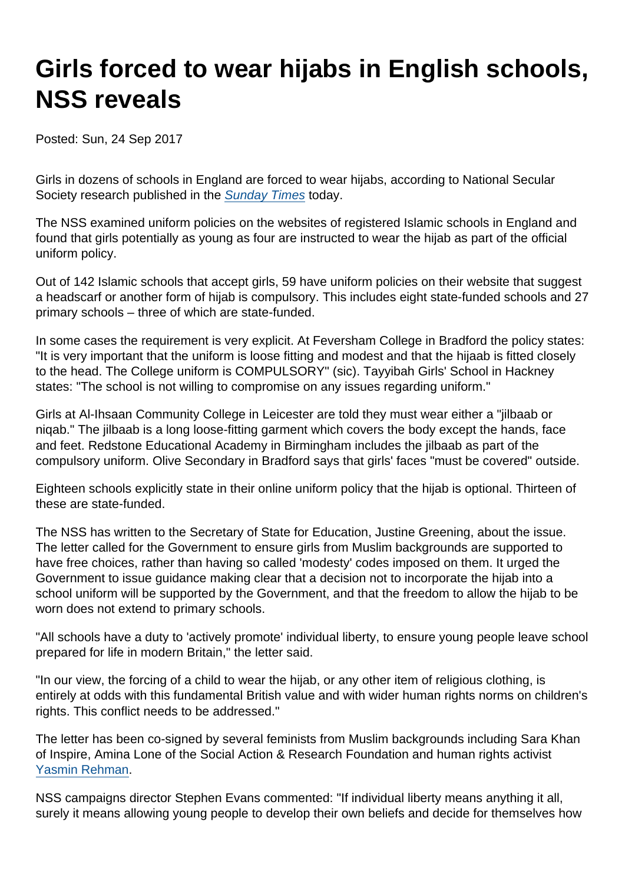# Girls forced to wear hijabs in English schools, NSS reveals

Posted: Sun, 24 Sep 2017

Girls in dozens of schools in England are forced to wear hijabs, according to National Secular Society research published in the *Sunday Times* today.

The NSS examined uniform policies on the websites of registered Islamic schools in England and found that girls potentially as young as four are instructed to wear the hijab as part of the official uniform policy.

Out of 142 Islamic schools that accept girls, 59 have uniform policies on their website that suggest a headscarf or another form of hijab is compulsory. This includes eight state-funded schools and 27 primary schools – three of which are state-funded.

In some cases the requirement is very explicit. At Feversham College in Bradford the policy states: "It is very important that the uniform is loose fitting and modest and that the hijaab is fitted closely to the head. The College uniform is COMPULSORY" (sic). Tayyibah Girls' School in Hackney states: "The school is not willing to compromise on any issues regarding uniform."

Girls at Al-Ihsaan Community College in Leicester are told they must wear either a "jilbaab or niqab." The jilbaab is a long loose-fitting garment which covers the body except the hands, face and feet. Redstone Educational Academy in Birmingham includes the jilbaab as part of the compulsory uniform. Olive Secondary in Bradford says that girls' faces "must be covered" outside.

Eighteen schools explicitly state in their online uniform policy that the hijab is optional. Thirteen of these are state-funded.

The NSS has written to the Secretary of State for Education, Justine Greening, about the issue. The letter called for the Government to ensure girls from Muslim backgrounds are supported to have free choices, rather than having so called 'modesty' codes imposed on them. It urged the Government to issue guidance making clear that a decision not to incorporate the hijab into a school uniform will be supported by the Government, and that the freedom to allow the hijab to be worn does not extend to primary schools.

"All schools have a duty to 'actively promote' individual liberty, to ensure young people leave school prepared for life in modern Britain," the letter said.

"In our view, the forcing of a child to wear the hijab, or any other item of religious clothing, is entirely at odds with this fundamental British value and with wider human rights norms on children's rights. This conflict needs to be addressed."

The letter has been co-signed by several feminists from Muslim backgrounds including Sara Khan of Inspire, Amina Lone of the Social Action & Research Foundation and human rights activist Yasmin Rehman.

NSS campaigns director Stephen Evans commented: "If individual liberty means anything it all, surely it means allowing young people to develop their own beliefs and decide for themselves how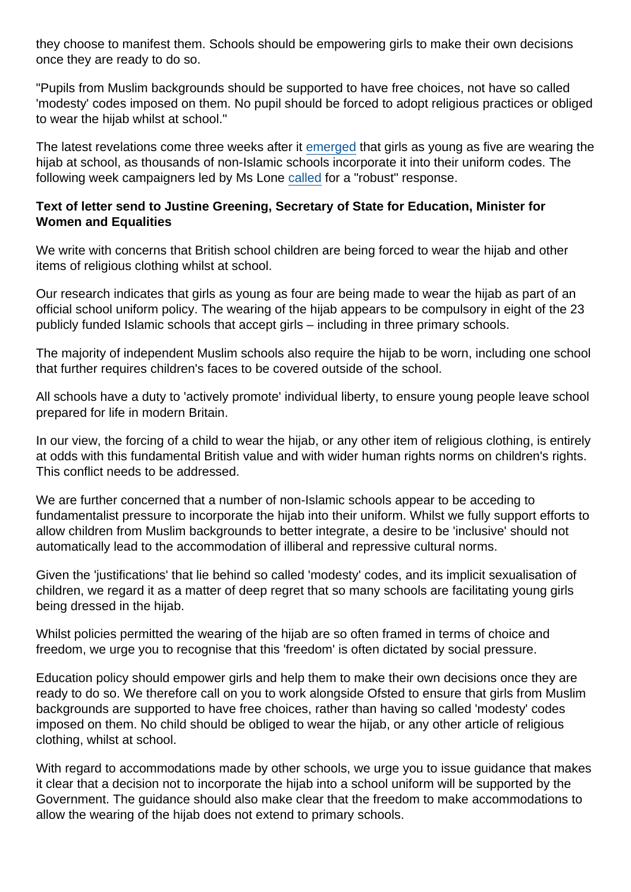they choose to manifest them. Schools should be empowering girls to make their own decisions once they are ready to do so.

"Pupils from Muslim backgrounds should be supported to have free choices, not have so called 'modesty' codes imposed on them. No pupil should be forced to adopt religious practices or obliged to wear the hijab whilst at school."

The latest revelations come three weeks after it emerged that girls as young as five are wearing the hijab at school, as thousands of non-Islamic schools incorporate it into their uniform codes. The following week campaigners led by Ms Lone called for a "robust" response.

**Text of letter send to Justine Greening, Secretary of State for Education, Minister for Women and Equalities**

We write with concerns that British school children are being forced to wear the hijab and other items of religious clothing whilst at school.

Our research indicates that girls as young as four are being made to wear the hijab as part of an official school uniform policy. The wearing of the hijab appears to be compulsory in eight of the 23 publicly funded Islamic schools that accept girls – including in three primary schools.

The majority of independent Muslim schools also require the hijab to be worn, including one school that further requires children's faces to be covered outside of the school.

All schools have a duty to 'actively promote' individual liberty, to ensure young people leave school prepared for life in modern Britain.

In our view, the forcing of a child to wear the hijab, or any other item of religious clothing, is entirely at odds with this fundamental British value and with wider human rights norms on children's rights. This conflict needs to be addressed.

We are further concerned that a number of non-Islamic schools appear to be acceding to fundamentalist pressure to incorporate the hijab into their uniform. Whilst we fully support efforts to allow children from Muslim backgrounds to better integrate, a desire to be 'inclusive' should not automatically lead to the accommodation of illiberal and repressive cultural norms.

Given the 'justifications' that lie behind so called 'modesty' codes, and its implicit sexualisation of children, we regard it as a matter of deep regret that so many schools are facilitating young girls being dressed in the hijab.

Whilst policies permitted the wearing of the hijab are so often framed in terms of choice and freedom, we urge you to recognise that this 'freedom' is often dictated by social pressure.

Education policy should empower girls and help them to make their own decisions once they are ready to do so. We therefore call on you to work alongside Ofsted to ensure that girls from Muslim backgrounds are supported to have free choices, rather than having so called 'modesty' codes imposed on them. No child should be obliged to wear the hijab, or any other article of religious clothing, whilst at school.

With regard to accommodations made by other schools, we urge you to issue guidance that makes it clear that a decision not to incorporate the hijab into a school uniform will be supported by the Government. The guidance should also make clear that the freedom to make accommodations to allow the wearing of the hijab does not extend to primary schools.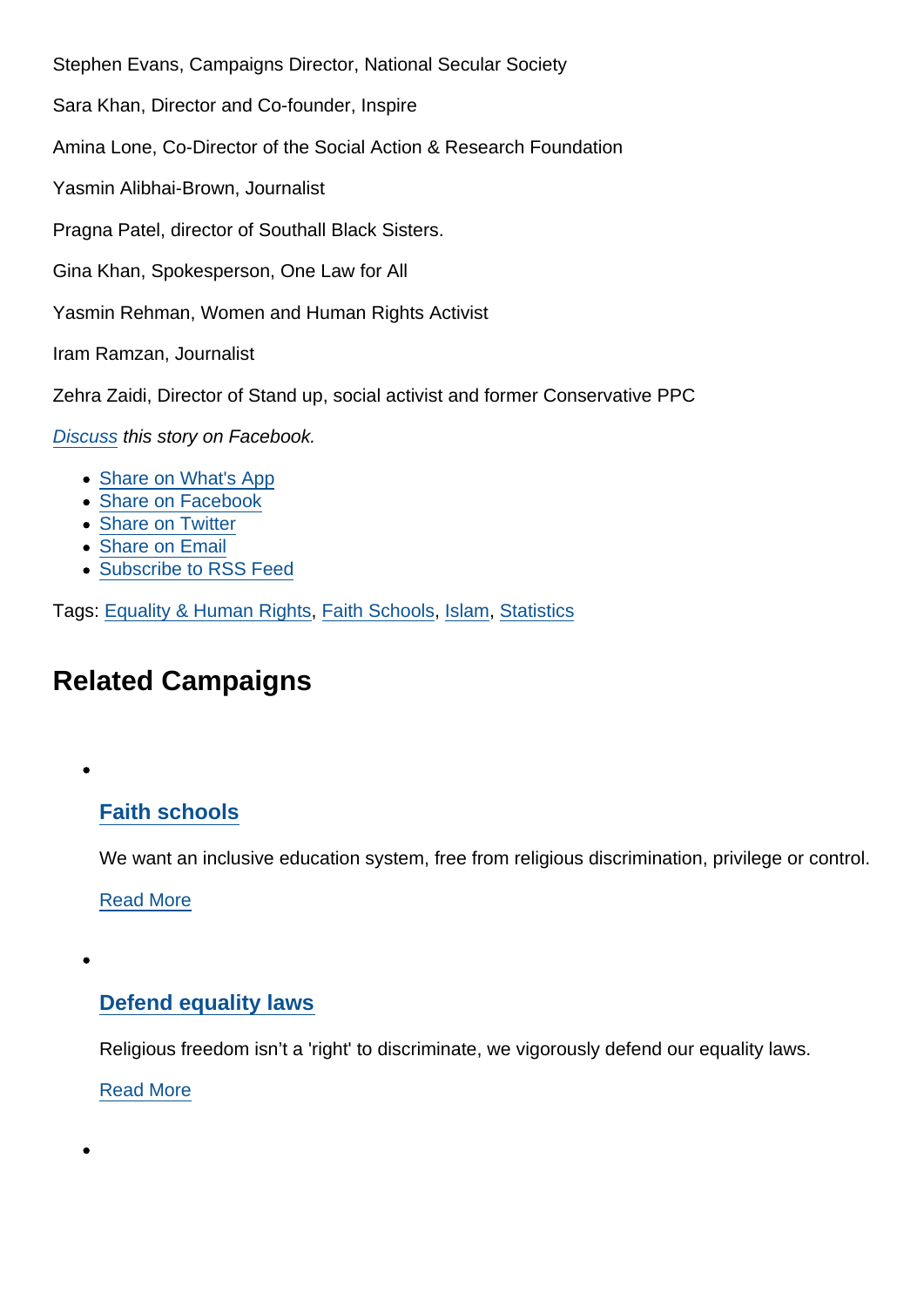Stephen Evans, Campaigns Director, National Secular Society

Sara Khan, Director and Co-founder, Inspire

Amina Lone, Co-Director of the Social Action & Research Foundation

Yasmin Alibhai-Brown, Journalist

Pragna Patel, director of Southall Black Sisters.

Gina Khan, Spokesperson, One Law for All

Yasmin Rehman, Women and Human Rights Activist

Iram Ramzan, Journalist

Zehra Zaidi, Director of Stand up, social activist and former Conservative PPC

*Discuss this story on Facebook.*

- Share on What's App
- Share on Facebook
- Share on Twitter
- Share on Email
- Subscribe to RSS Feed

Tags: Equality & Human Rights, Faith Schools, Islam, Statistics

## Related Campaigns

- ### Faith schools

  We want an inclusive education system, free from religious discrimination, privilege or control.

  Read More

- ### Defend equality laws

  Religious freedom isn't a 'right' to discriminate, we vigorously defend our equality laws.

  Read More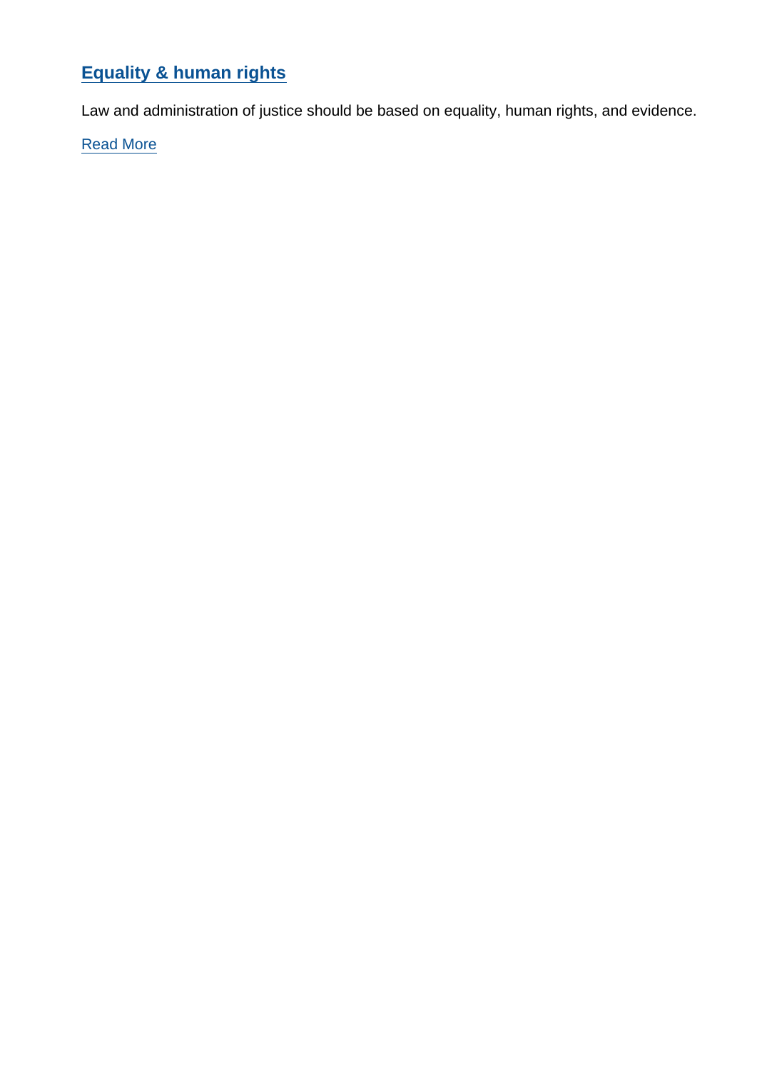## Equality & human rights

Law and administration of justice should be based on equality, human rights, and evidence.

Read More